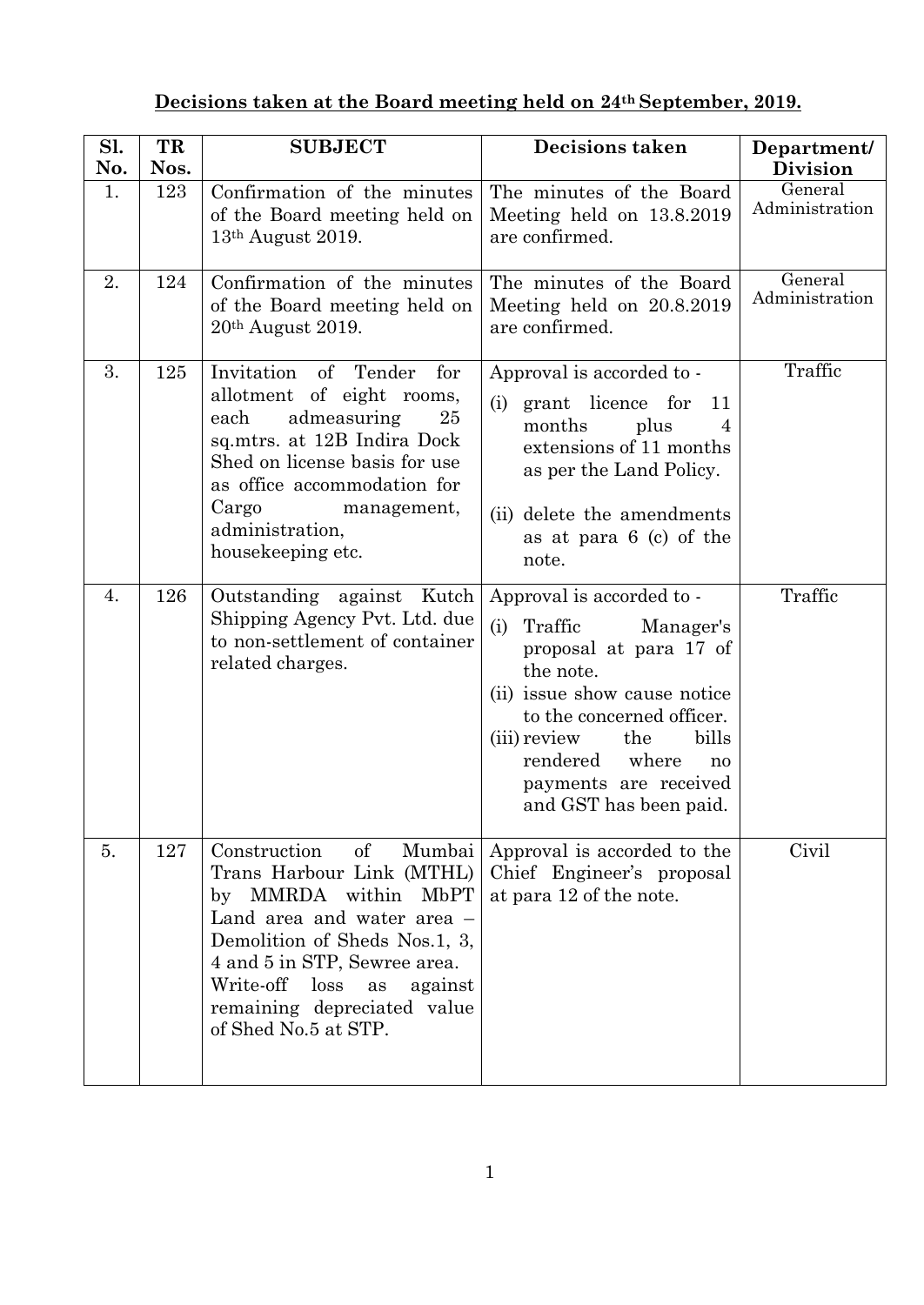**Decisions taken at the Board meeting held on 24th September, 2019.**

| Sl. No. | TR Nos. | SUBJECT | Decisions taken | Department/ Division |
|---|---|---|---|---|
| 1. | 123 | Confirmation of the minutes of the Board meeting held on 13th August 2019. | The minutes of the Board Meeting held on 13.8.2019 are confirmed. | General Administration |
| 2. | 124 | Confirmation of the minutes of the Board meeting held on 20th August 2019. | The minutes of the Board Meeting held on 20.8.2019 are confirmed. | General Administration |
| 3. | 125 | Invitation of Tender for allotment of eight rooms, each admeasuring 25 sq.mtrs. at 12B Indira Dock Shed on license basis for use as office accommodation for Cargo management, administration, housekeeping etc. | Approval is accorded to - (i) grant licence for 11 months plus 4 extensions of 11 months as per the Land Policy. (ii) delete the amendments as at para 6 (c) of the note. | Traffic |
| 4. | 126 | Outstanding against Kutch Shipping Agency Pvt. Ltd. due to non-settlement of container related charges. | Approval is accorded to - (i) Traffic Manager's proposal at para 17 of the note. (ii) issue show cause notice to the concerned officer. (iii) review the bills rendered where no payments are received and GST has been paid. | Traffic |
| 5. | 127 | Construction of Mumbai Trans Harbour Link (MTHL) by MMRDA within MbPT Land area and water area – Demolition of Sheds Nos.1, 3, 4 and 5 in STP, Sewree area. Write-off loss as against remaining depreciated value of Shed No.5 at STP. | Approval is accorded to the Chief Engineer's proposal at para 12 of the note. | Civil |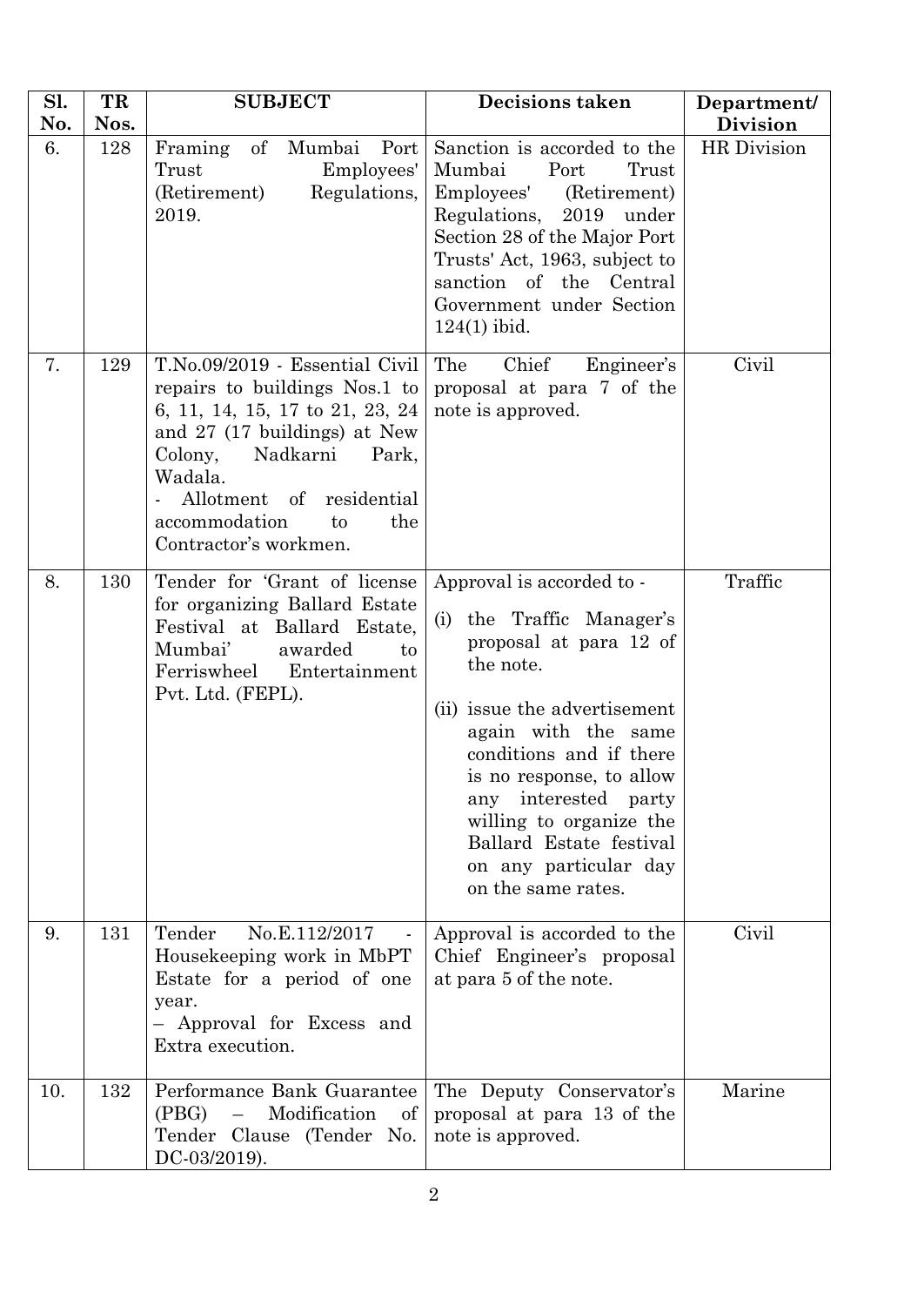| Sl. No. | TR Nos. | SUBJECT | Decisions taken | Department/ Division |
|---|---|---|---|---|
| 6. | 128 | Framing of Mumbai Port Trust Employees' (Retirement) Regulations, 2019. | Sanction is accorded to the Mumbai Port Trust Employees' (Retirement) Regulations, 2019 under Section 28 of the Major Port Trusts' Act, 1963, subject to sanction of the Central Government under Section 124(1) ibid. | HR Division |
| 7. | 129 | T.No.09/2019 - Essential Civil repairs to buildings Nos.1 to 6, 11, 14, 15, 17 to 21, 23, 24 and 27 (17 buildings) at New Colony, Nadkarni Park, Wadala. <br> - Allotment of residential accommodation to the Contractor's workmen. | The Chief Engineer's proposal at para 7 of the note is approved. | Civil |
| 8. | 130 | Tender for 'Grant of license for organizing Ballard Estate Festival at Ballard Estate, Mumbai' awarded to Ferriswheel Entertainment Pvt. Ltd. (FEPL). | Approval is accorded to - <br> (i) the Traffic Manager's proposal at para 12 of the note. <br> (ii) issue the advertisement again with the same conditions and if there is no response, to allow any interested party willing to organize the Ballard Estate festival on any particular day on the same rates. | Traffic |
| 9. | 131 | Tender No.E.112/2017 - Housekeeping work in MbPT Estate for a period of one year. <br> – Approval for Excess and Extra execution. | Approval is accorded to the Chief Engineer's proposal at para 5 of the note. | Civil |
| 10. | 132 | Performance Bank Guarantee (PBG) – Modification of Tender Clause (Tender No. DC-03/2019). | The Deputy Conservator's proposal at para 13 of the note is approved. | Marine |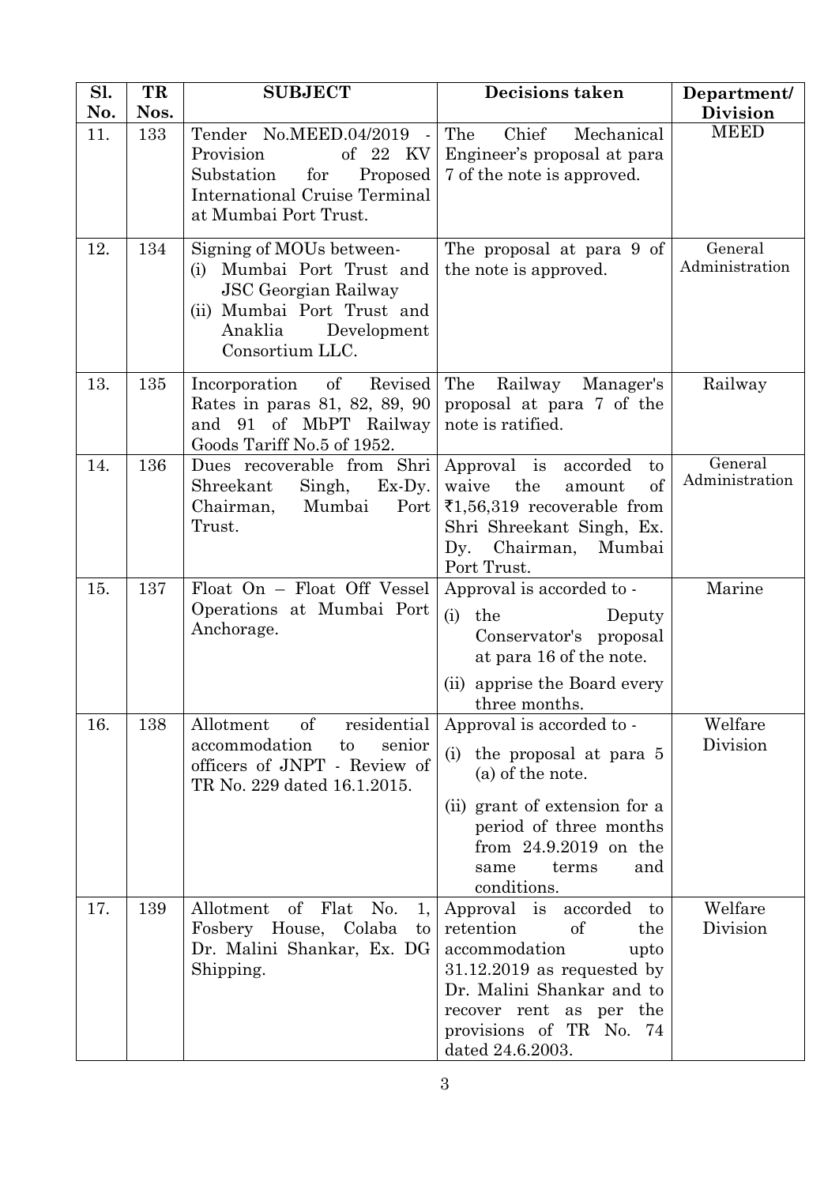| Sl. No. | TR Nos. | SUBJECT | Decisions taken | Department/ Division |
|---|---|---|---|---|
| 11. | 133 | Tender No.MEED.04/2019 - Provision of 22 KV Substation for Proposed International Cruise Terminal at Mumbai Port Trust. | The Chief Mechanical Engineer's proposal at para 7 of the note is approved. | MEED |
| 12. | 134 | Signing of MOUs between- (i) Mumbai Port Trust and JSC Georgian Railway (ii) Mumbai Port Trust and Anaklia Development Consortium LLC. | The proposal at para 9 of the note is approved. | General Administration |
| 13. | 135 | Incorporation of Revised Rates in paras 81, 82, 89, 90 and 91 of MbPT Railway Goods Tariff No.5 of 1952. | The Railway Manager's proposal at para 7 of the note is ratified. | Railway |
| 14. | 136 | Dues recoverable from Shri Shreekant Singh, Ex-Dy. Chairman, Mumbai Port Trust. | Approval is accorded to waive the amount of ₹1,56,319 recoverable from Shri Shreekant Singh, Ex. Dy. Chairman, Mumbai Port Trust. | General Administration |
| 15. | 137 | Float On – Float Off Vessel Operations at Mumbai Port Anchorage. | Approval is accorded to - (i) the Deputy Conservator's proposal at para 16 of the note. (ii) apprise the Board every three months. | Marine |
| 16. | 138 | Allotment of residential accommodation to senior officers of JNPT - Review of TR No. 229 dated 16.1.2015. | Approval is accorded to - (i) the proposal at para 5 (a) of the note. (ii) grant of extension for a period of three months from 24.9.2019 on the same terms and conditions. | Welfare Division |
| 17. | 139 | Allotment of Flat No. 1, Fosbery House, Colaba to Dr. Malini Shankar, Ex. DG Shipping. | Approval is accorded to retention of the accommodation upto 31.12.2019 as requested by Dr. Malini Shankar and to recover rent as per the provisions of TR No. 74 dated 24.6.2003. | Welfare Division |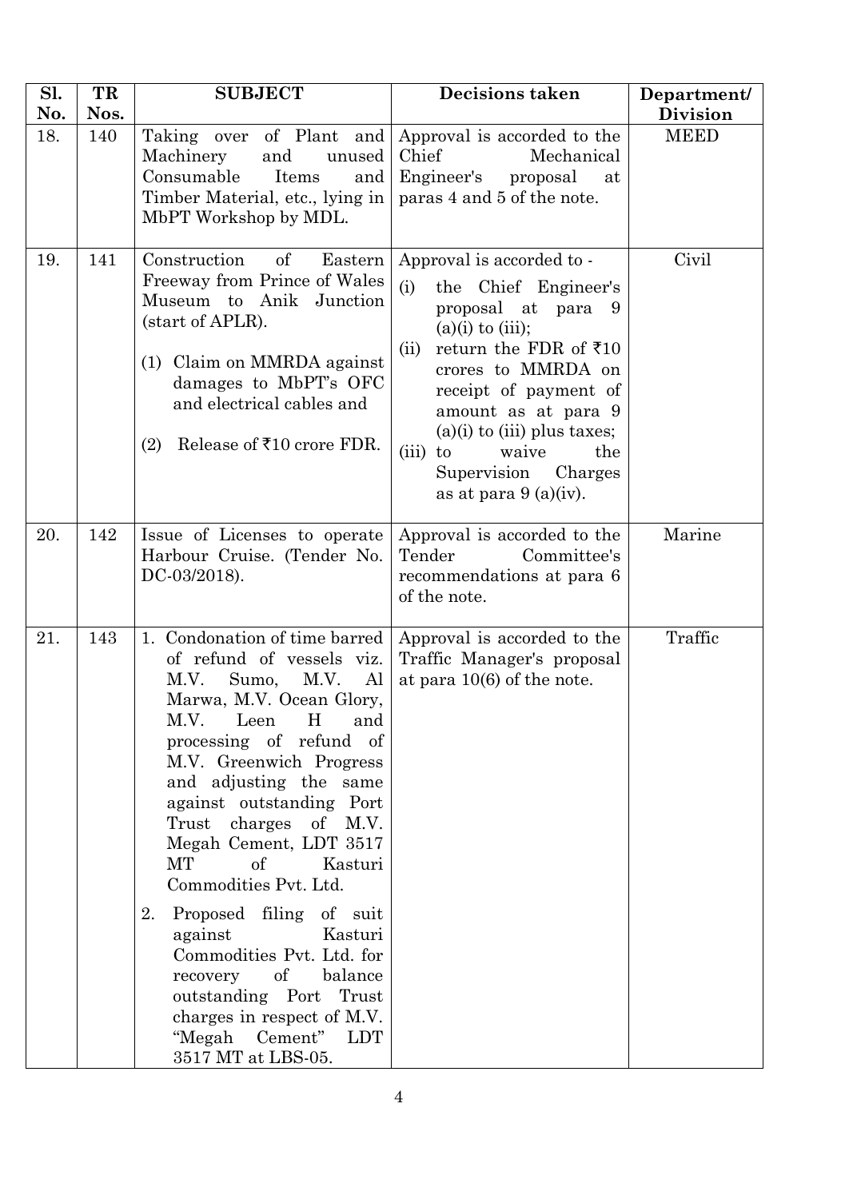| Sl. No. | TR Nos. | SUBJECT | Decisions taken | Department/ Division |
|---|---|---|---|---|
| 18. | 140 | Taking over of Plant and Machinery and unused Consumable Items and Timber Material, etc., lying in MbPT Workshop by MDL. | Approval is accorded to the Chief Mechanical Engineer's proposal at paras 4 and 5 of the note. | MEED |
| 19. | 141 | Construction of Eastern Freeway from Prince of Wales Museum to Anik Junction (start of APLR). (1) Claim on MMRDA against damages to MbPT's OFC and electrical cables and (2) Release of ₹10 crore FDR. | Approval is accorded to - (i) the Chief Engineer's proposal at para 9 (a)(i) to (iii); (ii) return the FDR of ₹10 crores to MMRDA on receipt of payment of amount as at para 9 (a)(i) to (iii) plus taxes; (iii) to waive the Supervision Charges as at para 9 (a)(iv). | Civil |
| 20. | 142 | Issue of Licenses to operate Harbour Cruise. (Tender No. DC-03/2018). | Approval is accorded to the Tender Committee's recommendations at para 6 of the note. | Marine |
| 21. | 143 | 1. Condonation of time barred of refund of vessels viz. M.V. Sumo, M.V. Al Marwa, M.V. Ocean Glory, M.V. Leen H and processing of refund of M.V. Greenwich Progress and adjusting the same against outstanding Port Trust charges of M.V. Megah Cement, LDT 3517 MT of Kasturi Commodities Pvt. Ltd. 2. Proposed filing of suit against Kasturi Commodities Pvt. Ltd. for recovery of balance outstanding Port Trust charges in respect of M.V. "Megah Cement" LDT 3517 MT at LBS-05. | Approval is accorded to the Traffic Manager's proposal at para 10(6) of the note. | Traffic |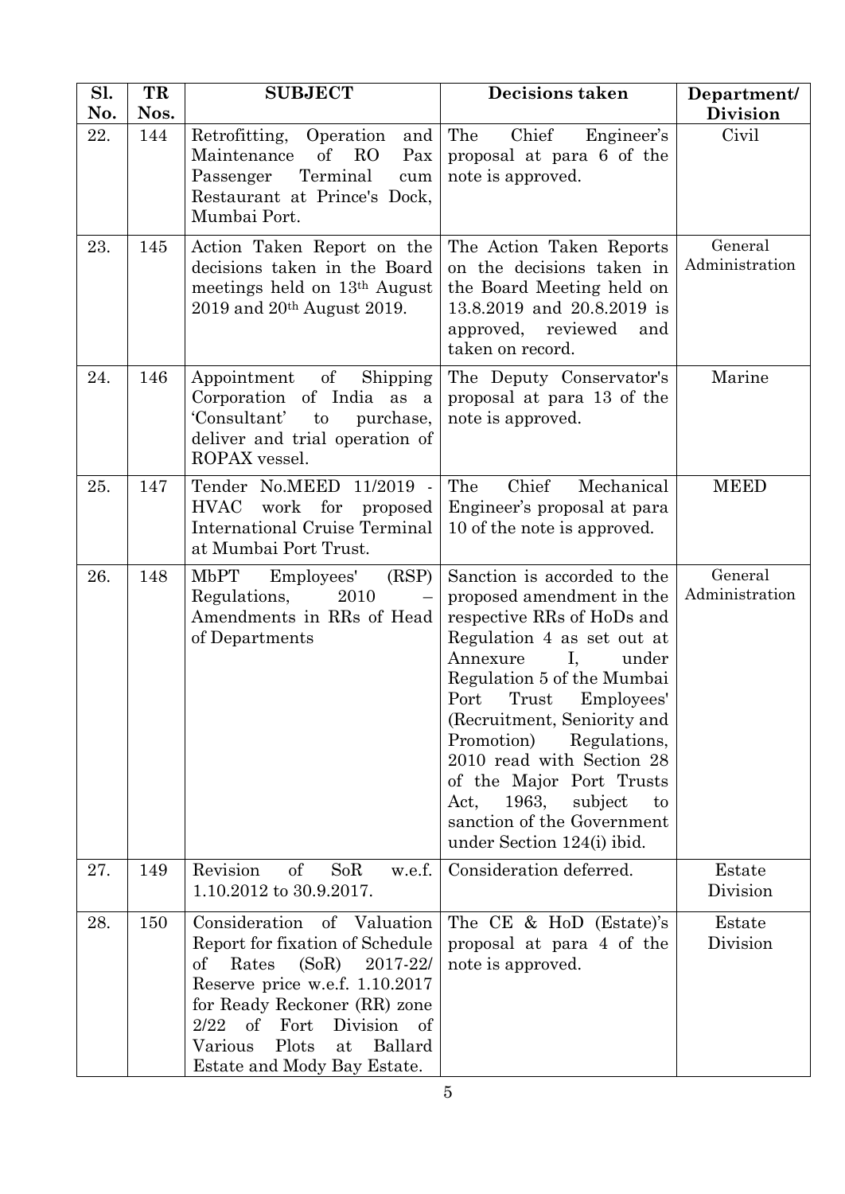| Sl. No. | TR Nos. | SUBJECT | Decisions taken | Department/ Division |
|---|---|---|---|---|
| 22. | 144 | Retrofitting, Operation and Maintenance of RO Pax Passenger Terminal cum Restaurant at Prince's Dock, Mumbai Port. | The Chief Engineer's proposal at para 6 of the note is approved. | Civil |
| 23. | 145 | Action Taken Report on the decisions taken in the Board meetings held on 13th August 2019 and 20th August 2019. | The Action Taken Reports on the decisions taken in the Board Meeting held on 13.8.2019 and 20.8.2019 is approved, reviewed and taken on record. | General Administration |
| 24. | 146 | Appointment of Shipping Corporation of India as a 'Consultant' to purchase, deliver and trial operation of ROPAX vessel. | The Deputy Conservator's proposal at para 13 of the note is approved. | Marine |
| 25. | 147 | Tender No.MEED 11/2019 - HVAC work for proposed International Cruise Terminal at Mumbai Port Trust. | The Chief Mechanical Engineer's proposal at para 10 of the note is approved. | MEED |
| 26. | 148 | MbPT Employees' (RSP) Regulations, 2010 – Amendments in RRs of Head of Departments | Sanction is accorded to the proposed amendment in the respective RRs of HoDs and Regulation 4 as set out at Annexure I, under Regulation 5 of the Mumbai Port Trust Employees' (Recruitment, Seniority and Promotion) Regulations, 2010 read with Section 28 of the Major Port Trusts Act, 1963, subject to sanction of the Government under Section 124(i) ibid. | General Administration |
| 27. | 149 | Revision of SoR w.e.f. 1.10.2012 to 30.9.2017. | Consideration deferred. | Estate Division |
| 28. | 150 | Consideration of Valuation Report for fixation of Schedule of Rates (SoR) 2017-22/ Reserve price w.e.f. 1.10.2017 for Ready Reckoner (RR) zone 2/22 of Fort Division of Various Plots at Ballard Estate and Mody Bay Estate. | The CE & HoD (Estate)'s proposal at para 4 of the note is approved. | Estate Division |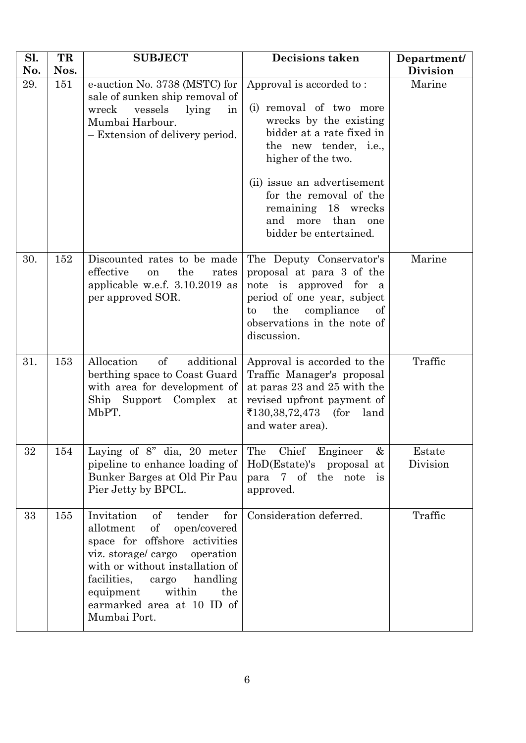| Sl. No. | TR Nos. | SUBJECT | Decisions taken | Department/ Division |
|---|---|---|---|---|
| 29. | 151 | e-auction No. 3738 (MSTC) for sale of sunken ship removal of wreck vessels lying in Mumbai Harbour. – Extension of delivery period. | Approval is accorded to : (i) removal of two more wrecks by the existing bidder at a rate fixed in the new tender, i.e., higher of the two. (ii) issue an advertisement for the removal of the remaining 18 wrecks and more than one bidder be entertained. | Marine |
| 30. | 152 | Discounted rates to be made effective on the rates applicable w.e.f. 3.10.2019 as per approved SOR. | The Deputy Conservator's proposal at para 3 of the note is approved for a period of one year, subject to the compliance of observations in the note of discussion. | Marine |
| 31. | 153 | Allocation of additional berthing space to Coast Guard with area for development of Ship Support Complex at MbPT. | Approval is accorded to the Traffic Manager's proposal at paras 23 and 25 with the revised upfront payment of ₹130,38,72,473 (for land and water area). | Traffic |
| 32 | 154 | Laying of 8" dia, 20 meter pipeline to enhance loading of Bunker Barges at Old Pir Pau Pier Jetty by BPCL. | The Chief Engineer & HoD(Estate)'s proposal at para 7 of the note is approved. | Estate Division |
| 33 | 155 | Invitation of tender for allotment of open/covered space for offshore activities viz. storage/ cargo operation with or without installation of facilities, cargo handling equipment within the earmarked area at 10 ID of Mumbai Port. | Consideration deferred. | Traffic |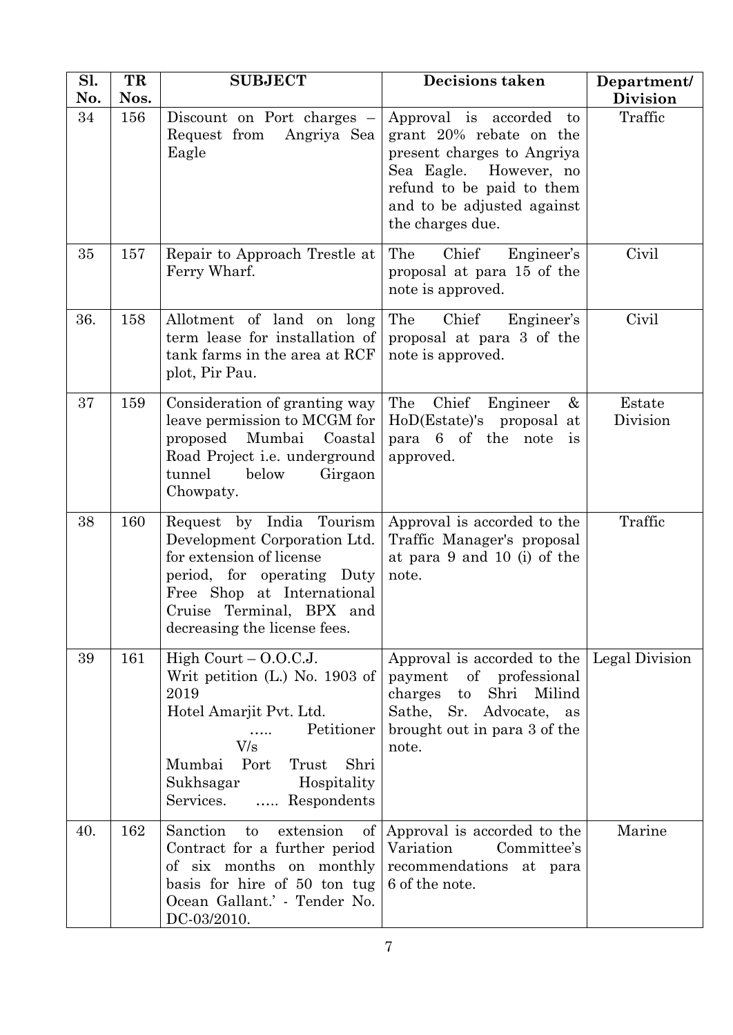| Sl. No. | TR Nos. | SUBJECT | Decisions taken | Department/ Division |
|---|---|---|---|---|
| 34 | 156 | Discount on Port charges – Request from Angriya Sea Eagle | Approval is accorded to grant 20% rebate on the present charges to Angriya Sea Eagle. However, no refund to be paid to them and to be adjusted against the charges due. | Traffic |
| 35 | 157 | Repair to Approach Trestle at Ferry Wharf. | The Chief Engineer's proposal at para 15 of the note is approved. | Civil |
| 36. | 158 | Allotment of land on long term lease for installation of tank farms in the area at RCF plot, Pir Pau. | The Chief Engineer's proposal at para 3 of the note is approved. | Civil |
| 37 | 159 | Consideration of granting way leave permission to MCGM for proposed Mumbai Coastal Road Project i.e. underground tunnel below Girgaon Chowpaty. | The Chief Engineer & HoD(Estate)'s proposal at para 6 of the note is approved. | Estate Division |
| 38 | 160 | Request by India Tourism Development Corporation Ltd. for extension of license period, for operating Duty Free Shop at International Cruise Terminal, BPX and decreasing the license fees. | Approval is accorded to the Traffic Manager's proposal at para 9 and 10 (i) of the note. | Traffic |
| 39 | 161 | High Court – O.O.C.J.<br>Writ petition (L.) No. 1903 of 2019<br>Hotel Amarjit Pvt. Ltd. ….. Petitioner<br>V/s<br>Mumbai Port Trust Shri Sukhsagar Hospitality Services. ….. Respondents | Approval is accorded to the payment of professional charges to Shri Milind Sathe, Sr. Advocate, as brought out in para 3 of the note. | Legal Division |
| 40. | 162 | Sanction to extension of Contract for a further period of six months on monthly basis for hire of 50 ton tug Ocean Gallant.' - Tender No. DC-03/2010. | Approval is accorded to the Variation Committee's recommendations at para 6 of the note. | Marine |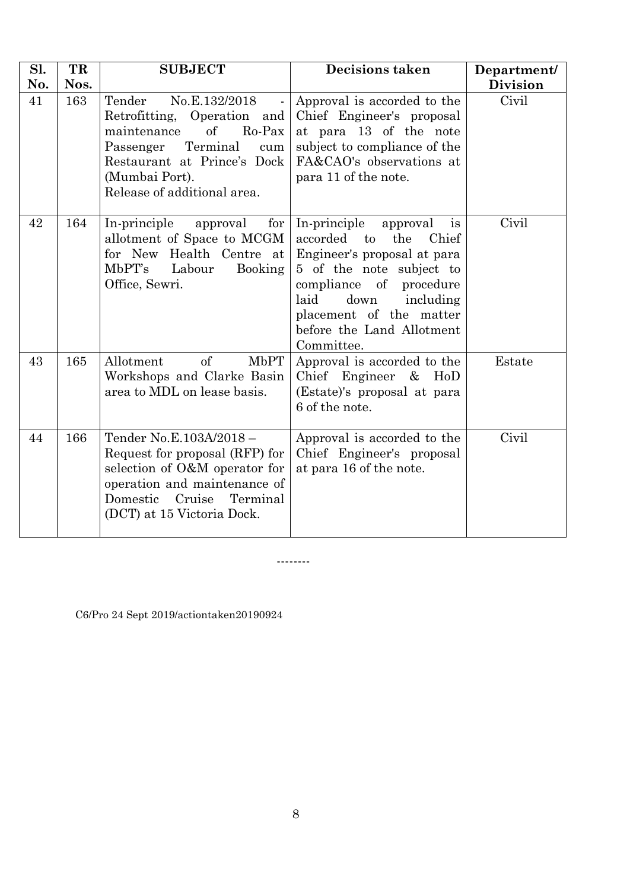| Sl. No. | TR Nos. | SUBJECT | Decisions taken | Department/ Division |
|---|---|---|---|---|
| 41 | 163 | Tender No.E.132/2018 - Retrofitting, Operation and maintenance of Ro-Pax Passenger Terminal cum Restaurant at Prince's Dock (Mumbai Port). Release of additional area. | Approval is accorded to the Chief Engineer's proposal at para 13 of the note subject to compliance of the FA&CAO's observations at para 11 of the note. | Civil |
| 42 | 164 | In-principle approval for allotment of Space to MCGM for New Health Centre at MbPT's Labour Booking Office, Sewri. | In-principle approval is accorded to the Chief Engineer's proposal at para 5 of the note subject to compliance of procedure laid down including placement of the matter before the Land Allotment Committee. | Civil |
| 43 | 165 | Allotment of MbPT Workshops and Clarke Basin area to MDL on lease basis. | Approval is accorded to the Chief Engineer & HoD (Estate)'s proposal at para 6 of the note. | Estate |
| 44 | 166 | Tender No.E.103A/2018 – Request for proposal (RFP) for selection of O&M operator for operation and maintenance of Domestic Cruise Terminal (DCT) at 15 Victoria Dock. | Approval is accorded to the Chief Engineer's proposal at para 16 of the note. | Civil |

--------

C6/Pro 24 Sept 2019/actiontaken20190924